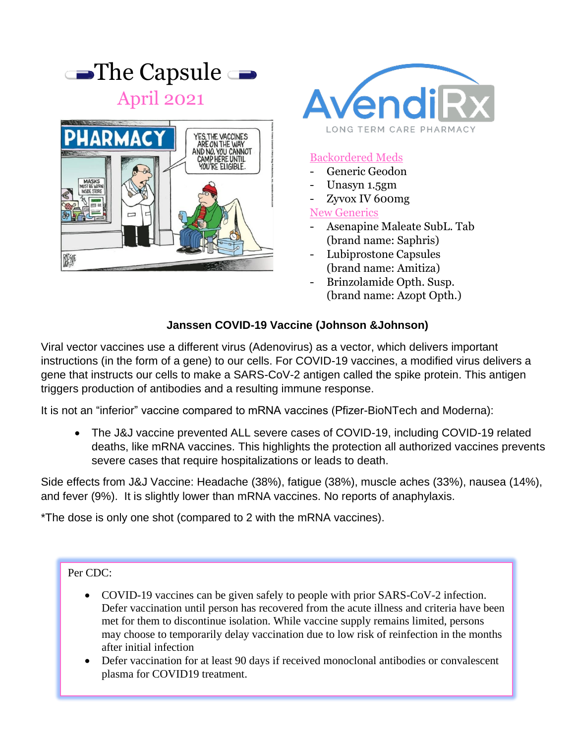# The Capsule

## April 2021

AvendiRx
LONG TERM CARE PHARMACY

### Backordered Meds

- Generic Geodon
- Unasyn 1.5gm
- Zyvox IV 600mg

### New Generics

- Asenapine Maleate SubL. Tab (brand name: Saphris)
- Lubiprostone Capsules (brand name: Amitiza)
- Brinzolamide Opth. Susp. (brand name: Azopt Opth.)

### Janssen COVID-19 Vaccine (Johnson &Johnson)

Viral vector vaccines use a different virus (Adenovirus) as a vector, which delivers important instructions (in the form of a gene) to our cells. For COVID-19 vaccines, a modified virus delivers a gene that instructs our cells to make a SARS-CoV-2 antigen called the spike protein. This antigen triggers production of antibodies and a resulting immune response.

It is not an "inferior" vaccine compared to mRNA vaccines (Pfizer-BioNTech and Moderna):

- The J&J vaccine prevented ALL severe cases of COVID-19, including COVID-19 related deaths, like mRNA vaccines. This highlights the protection all authorized vaccines prevents severe cases that require hospitalizations or leads to death.

Side effects from J&J Vaccine: Headache (38%), fatigue (38%), muscle aches (33%), nausea (14%), and fever (9%). It is slightly lower than mRNA vaccines. No reports of anaphylaxis.

*The dose is only one shot (compared to 2 with the mRNA vaccines).

Per CDC:

- COVID-19 vaccines can be given safely to people with prior SARS-CoV-2 infection. Defer vaccination until person has recovered from the acute illness and criteria have been met for them to discontinue isolation. While vaccine supply remains limited, persons may choose to temporarily delay vaccination due to low risk of reinfection in the months after initial infection
- Defer vaccination for at least 90 days if received monoclonal antibodies or convalescent plasma for COVID19 treatment.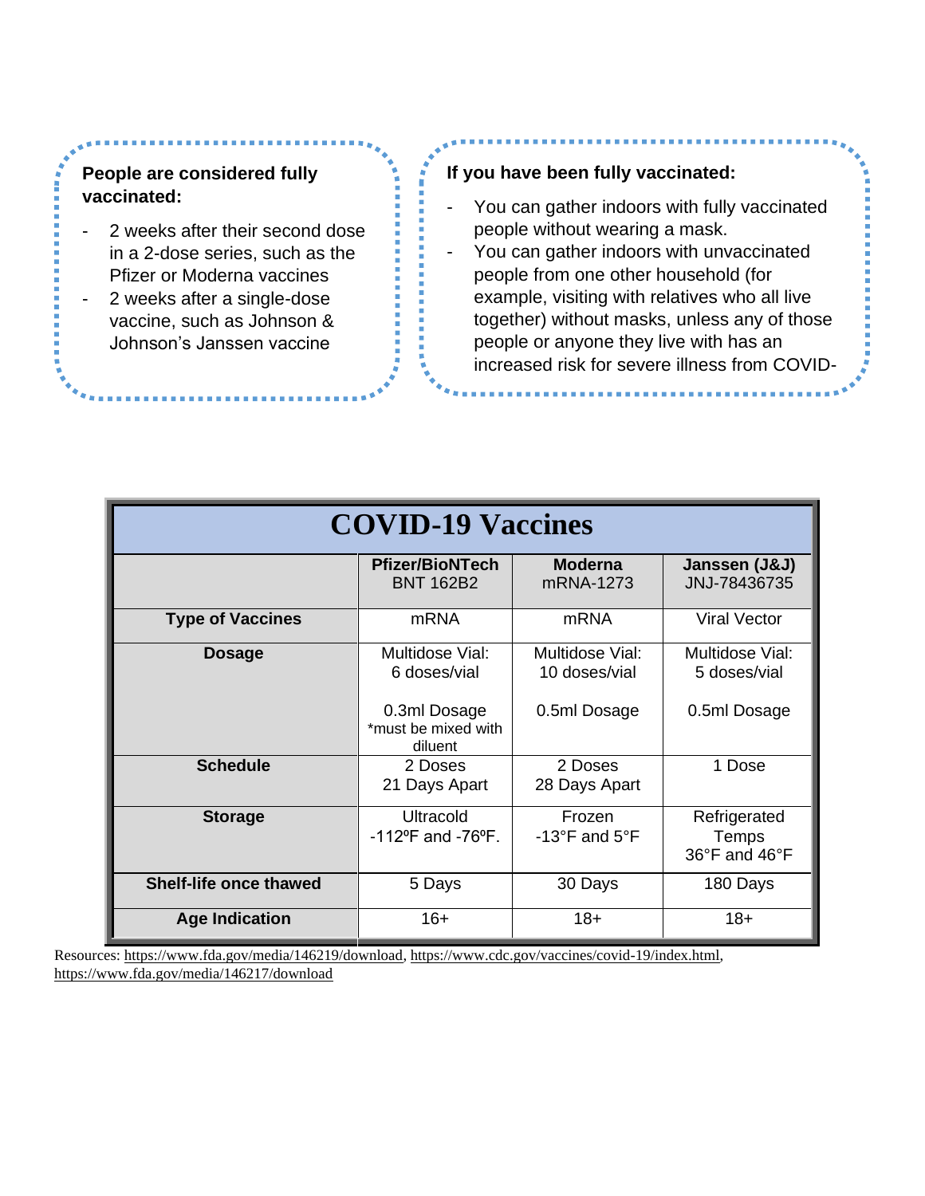**People are considered fully vaccinated:**

- 2 weeks after their second dose in a 2-dose series, such as the Pfizer or Moderna vaccines
- 2 weeks after a single-dose vaccine, such as Johnson & Johnson's Janssen vaccine

**If you have been fully vaccinated:**

- You can gather indoors with fully vaccinated people without wearing a mask.
- You can gather indoors with unvaccinated people from one other household (for example, visiting with relatives who all live together) without masks, unless any of those people or anyone they live with has an increased risk for severe illness from COVID-

# COVID-19 Vaccines

| | **Pfizer/BioNTech** BNT 162B2 | **Moderna** mRNA-1273 | **Janssen (J&J)** JNJ-78436735 |
|---|---|---|---|
| **Type of Vaccines** | mRNA | mRNA | Viral Vector |
| **Dosage** | Multidose Vial: 6 doses/vial<br><br>0.3ml Dosage *must be mixed with diluent | Multidose Vial: 10 doses/vial<br><br>0.5ml Dosage | Multidose Vial: 5 doses/vial<br><br>0.5ml Dosage |
| **Schedule** | 2 Doses 21 Days Apart | 2 Doses 28 Days Apart | 1 Dose |
| **Storage** | Ultracold -112ºF and -76ºF. | Frozen -13°F and 5°F | Refrigerated Temps 36°F and 46°F |
| **Shelf-life once thawed** | 5 Days | 30 Days | 180 Days |
| **Age Indication** | 16+ | 18+ | 18+ |

Resources: https://www.fda.gov/media/146219/download, https://www.cdc.gov/vaccines/covid-19/index.html, https://www.fda.gov/media/146217/download